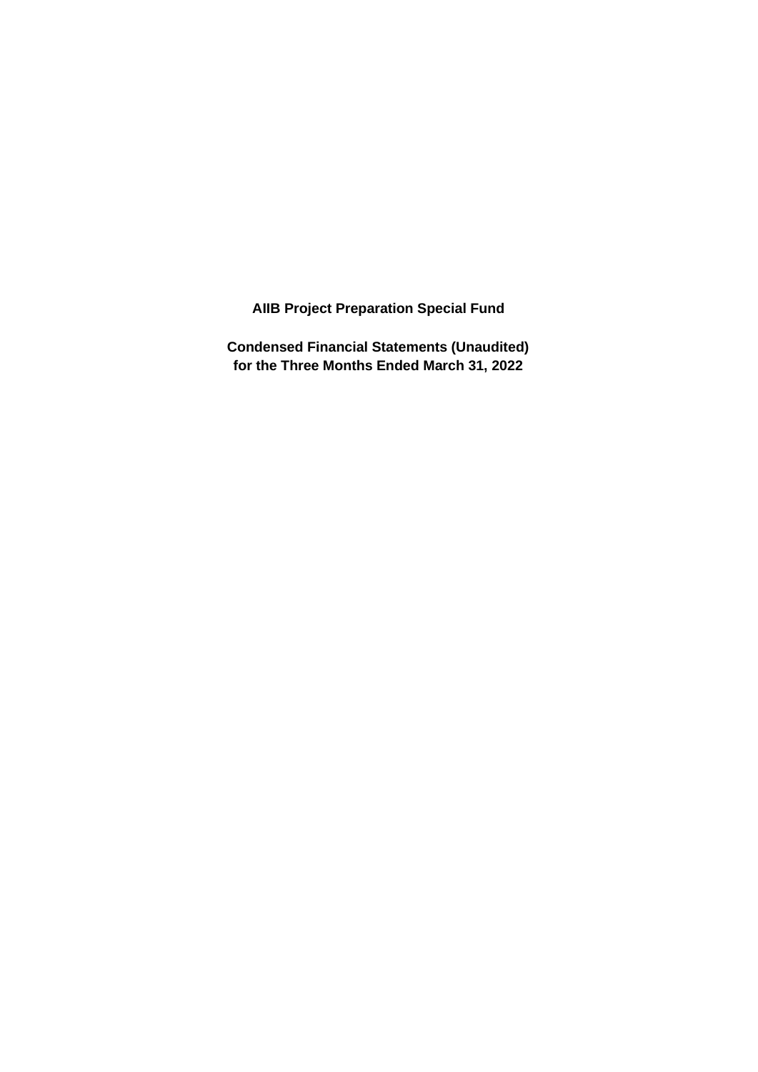# AIIB Project Preparation Special Fund

**Condensed Financial Statements (Unaudited)**
**for the Three Months Ended March 31, 2022**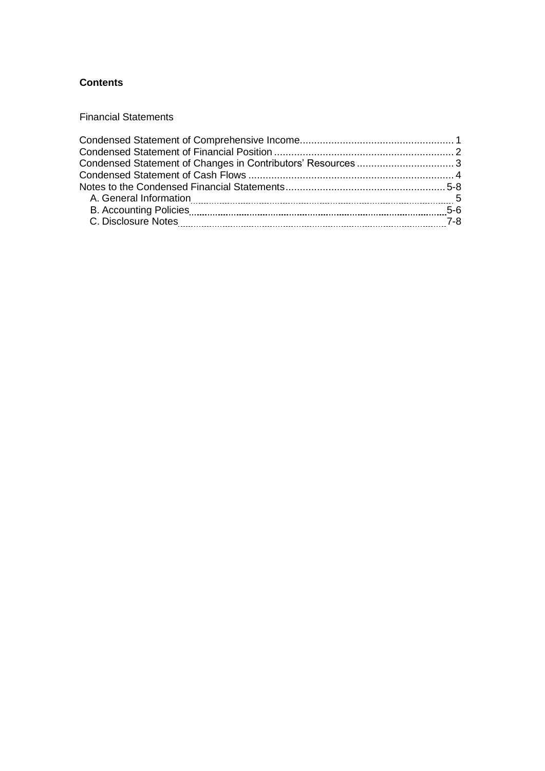**Contents**

Financial Statements

| | |
|---|---|
| Condensed Statement of Comprehensive Income | 1 |
| Condensed Statement of Financial Position | 2 |
| Condensed Statement of Changes in Contributors' Resources | 3 |
| Condensed Statement of Cash Flows | 4 |
| Notes to the Condensed Financial Statements | 5-8 |
| A. General Information | 5 |
| B. Accounting Policies | 5-6 |
| C. Disclosure Notes | 7-8 |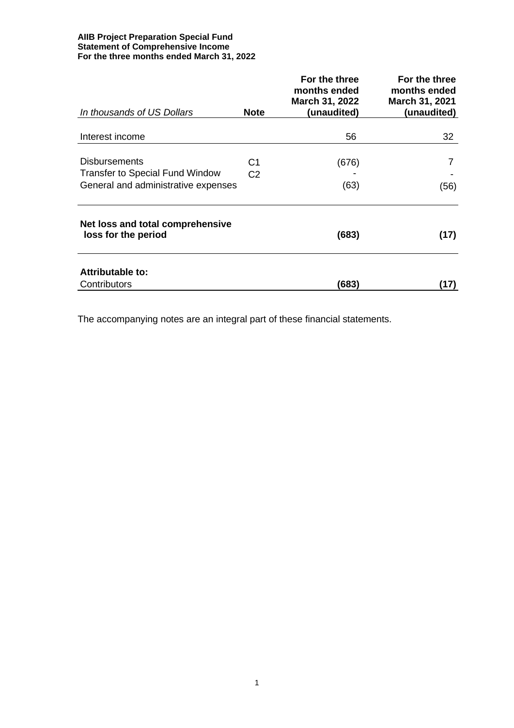**AIIB Project Preparation Special Fund**
**Statement of Comprehensive Income**
**For the three months ended March 31, 2022**

| *In thousands of US Dollars* | **Note** | **For the three months ended March 31, 2022 (unaudited)** | **For the three months ended March 31, 2021 (unaudited)** |
|---|---|---|---|
| Interest income | | 56 | 32 |
| Disbursements | C1 | (676) | 7 |
| Transfer to Special Fund Window | C2 | - | - |
| General and administrative expenses | | (63) | (56) |
| **Net loss and total comprehensive loss for the period** | | **(683)** | **(17)** |
| **Attributable to:** | | | |
| Contributors | | **(683)** | **(17)** |

The accompanying notes are an integral part of these financial statements.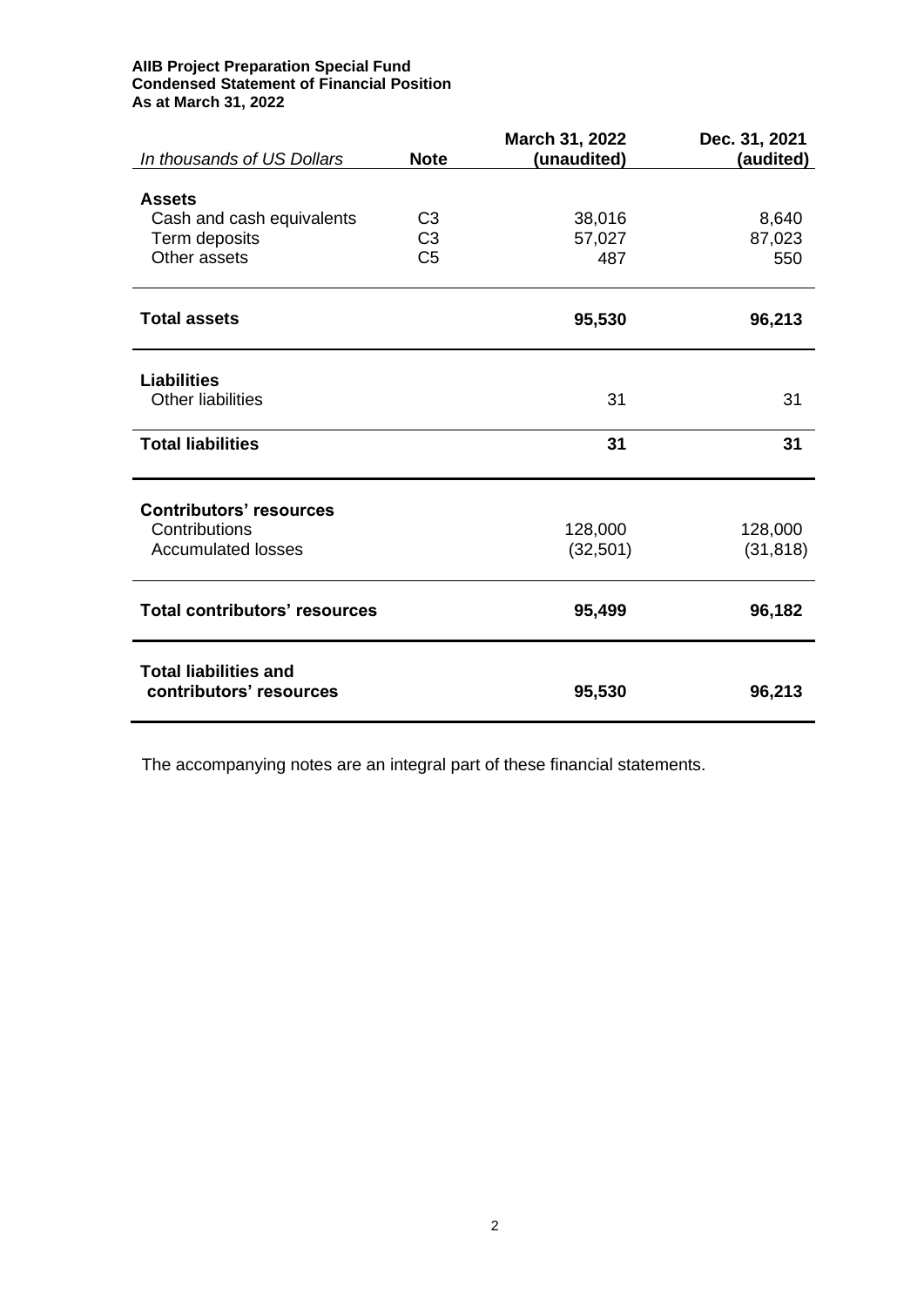**AIIB Project Preparation Special Fund**
**Condensed Statement of Financial Position**
**As at March 31, 2022**

| *In thousands of US Dollars* | **Note** | **March 31, 2022 (unaudited)** | **Dec. 31, 2021 (audited)** |
|---|---|---|---|
| **Assets** | | | |
| Cash and cash equivalents | C3 | 38,016 | 8,640 |
| Term deposits | C3 | 57,027 | 87,023 |
| Other assets | C5 | 487 | 550 |
| **Total assets** | | **95,530** | **96,213** |
| **Liabilities** | | | |
| Other liabilities | | 31 | 31 |
| **Total liabilities** | | **31** | **31** |
| **Contributors' resources** | | | |
| Contributions | | 128,000 | 128,000 |
| Accumulated losses | | (32,501) | (31,818) |
| **Total contributors' resources** | | **95,499** | **96,182** |
| **Total liabilities and contributors' resources** | | **95,530** | **96,213** |

The accompanying notes are an integral part of these financial statements.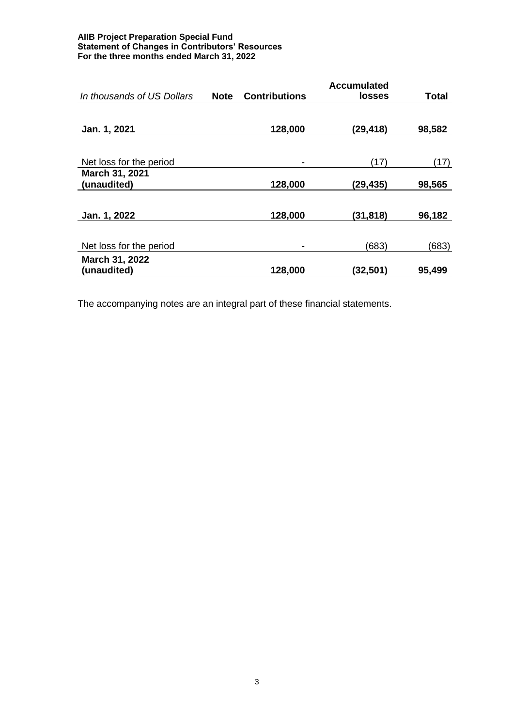**AIIB Project Preparation Special Fund**
**Statement of Changes in Contributors' Resources**
**For the three months ended March 31, 2022**

| *In thousands of US Dollars* | **Note** | **Contributions** | **Accumulated losses** | **Total** |
|---|---|---|---|---|
| **Jan. 1, 2021** | | **128,000** | **(29,418)** | **98,582** |
| Net loss for the period | | - | (17) | (17) |
| **March 31, 2021 (unaudited)** | | **128,000** | **(29,435)** | **98,565** |
| **Jan. 1, 2022** | | **128,000** | **(31,818)** | **96,182** |
| Net loss for the period | | - | (683) | (683) |
| **March 31, 2022 (unaudited)** | | **128,000** | **(32,501)** | **95,499** |

The accompanying notes are an integral part of these financial statements.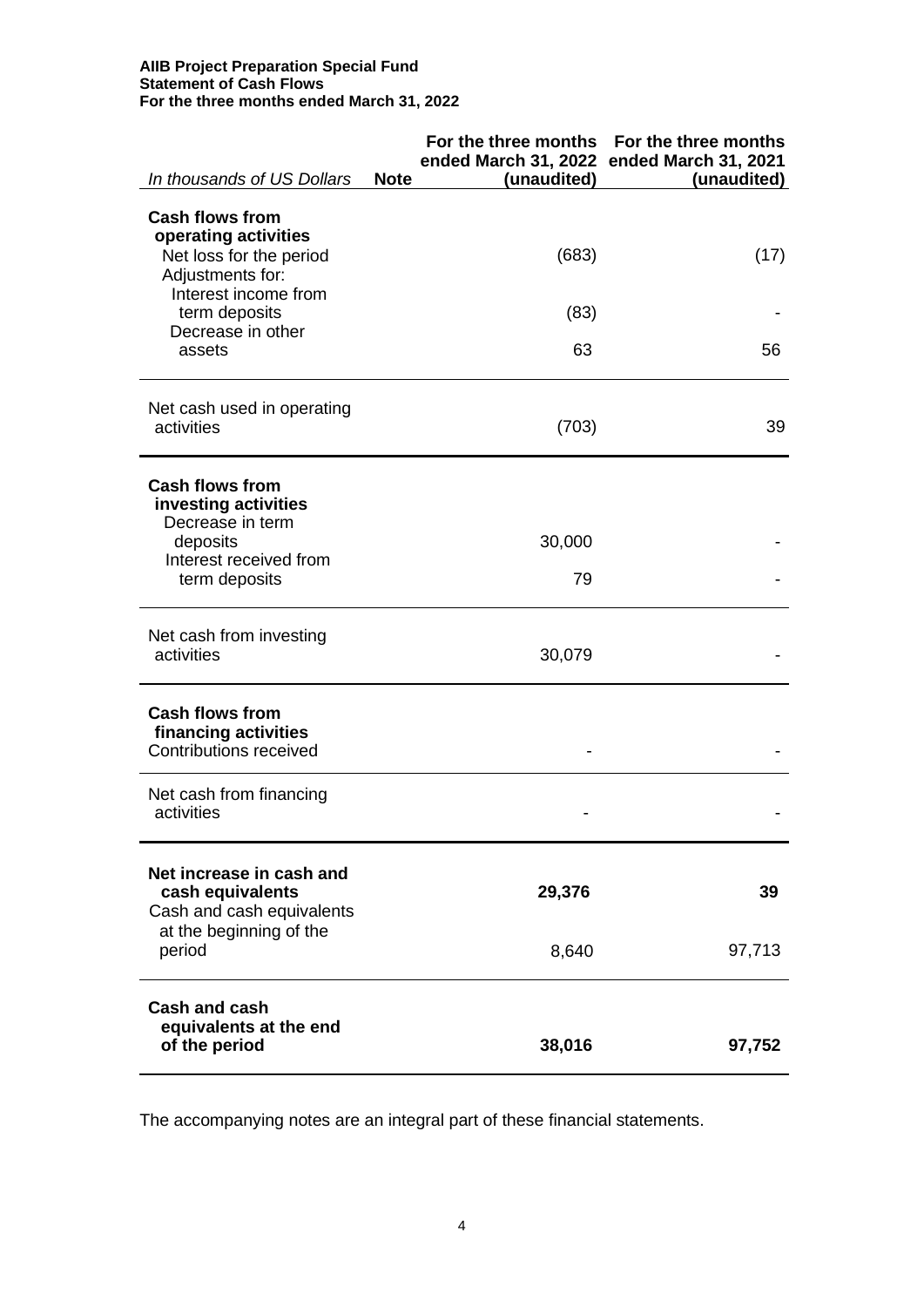**AIIB Project Preparation Special Fund**
**Statement of Cash Flows**
**For the three months ended March 31, 2022**

| *In thousands of US Dollars* | **Note** | **For the three months ended March 31, 2022 (unaudited)** | **For the three months ended March 31, 2021 (unaudited)** |
|---|---|---|---|
| **Cash flows from operating activities** | | | |
| Net loss for the period | | (683) | (17) |
| Adjustments for: | | | |
| Interest income from term deposits | | (83) | - |
| Decrease in other assets | | 63 | 56 |
| Net cash used in operating activities | | (703) | 39 |
| **Cash flows from investing activities** | | | |
| Decrease in term deposits | | 30,000 | - |
| Interest received from term deposits | | 79 | - |
| Net cash from investing activities | | 30,079 | - |
| **Cash flows from financing activities** | | | |
| Contributions received | | - | - |
| Net cash from financing activities | | - | - |
| **Net increase in cash and cash equivalents** | | **29,376** | **39** |
| Cash and cash equivalents at the beginning of the period | | 8,640 | 97,713 |
| **Cash and cash equivalents at the end of the period** | | **38,016** | **97,752** |

The accompanying notes are an integral part of these financial statements.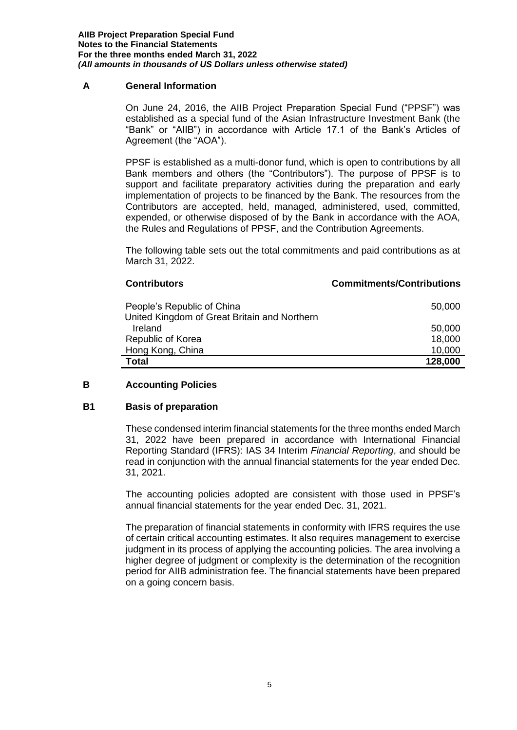## A General Information

On June 24, 2016, the AIIB Project Preparation Special Fund ("PPSF") was established as a special fund of the Asian Infrastructure Investment Bank (the "Bank" or "AIIB") in accordance with Article 17.1 of the Bank's Articles of Agreement (the "AOA").

PPSF is established as a multi-donor fund, which is open to contributions by all Bank members and others (the "Contributors"). The purpose of PPSF is to support and facilitate preparatory activities during the preparation and early implementation of projects to be financed by the Bank. The resources from the Contributors are accepted, held, managed, administered, used, committed, expended, or otherwise disposed of by the Bank in accordance with the AOA, the Rules and Regulations of PPSF, and the Contribution Agreements.

The following table sets out the total commitments and paid contributions as at March 31, 2022.

| Contributors | Commitments/Contributions |
|---|---|
| People's Republic of China | 50,000 |
| United Kingdom of Great Britain and Northern Ireland | 50,000 |
| Republic of Korea | 18,000 |
| Hong Kong, China | 10,000 |
| **Total** | **128,000** |

## B Accounting Policies

### B1 Basis of preparation

These condensed interim financial statements for the three months ended March 31, 2022 have been prepared in accordance with International Financial Reporting Standard (IFRS): IAS 34 Interim *Financial Reporting*, and should be read in conjunction with the annual financial statements for the year ended Dec. 31, 2021.

The accounting policies adopted are consistent with those used in PPSF's annual financial statements for the year ended Dec. 31, 2021.

The preparation of financial statements in conformity with IFRS requires the use of certain critical accounting estimates. It also requires management to exercise judgment in its process of applying the accounting policies. The area involving a higher degree of judgment or complexity is the determination of the recognition period for AIIB administration fee. The financial statements have been prepared on a going concern basis.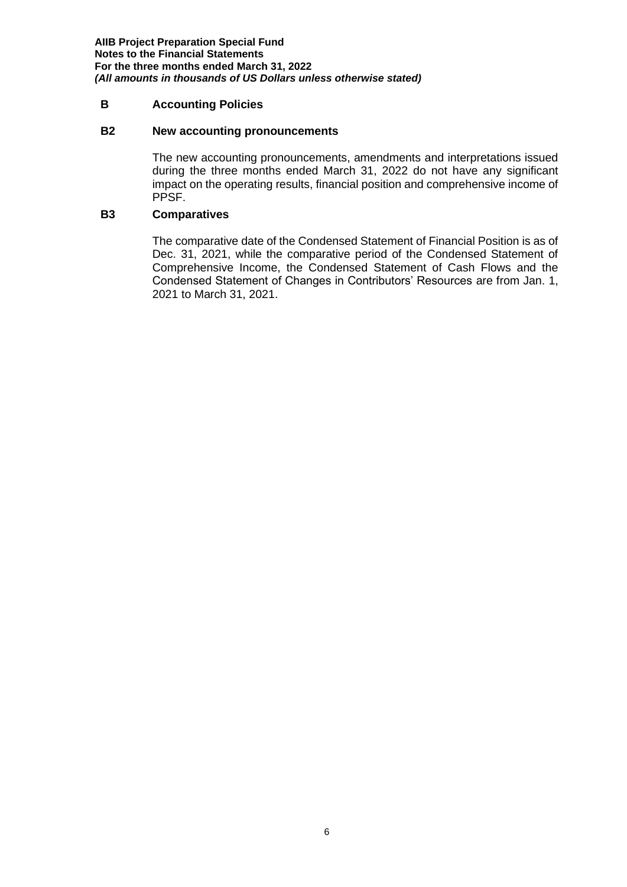## B Accounting Policies

### B2 New accounting pronouncements

The new accounting pronouncements, amendments and interpretations issued during the three months ended March 31, 2022 do not have any significant impact on the operating results, financial position and comprehensive income of PPSF.

### B3 Comparatives

The comparative date of the Condensed Statement of Financial Position is as of Dec. 31, 2021, while the comparative period of the Condensed Statement of Comprehensive Income, the Condensed Statement of Cash Flows and the Condensed Statement of Changes in Contributors' Resources are from Jan. 1, 2021 to March 31, 2021.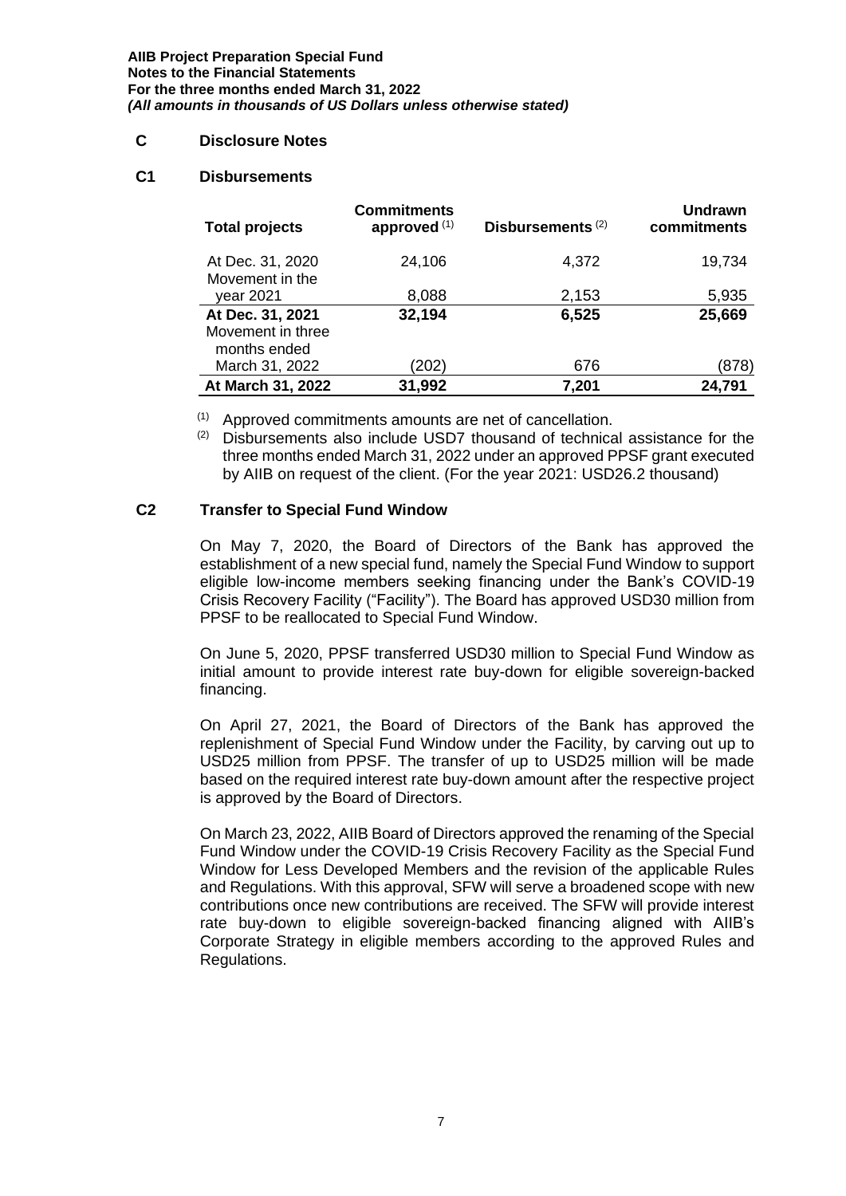## C Disclosure Notes

### C1 Disbursements

| Total projects | Commitments approved [(1)] | Disbursements [(2)] | Undrawn commitments |
|---|---|---|---|
| At Dec. 31, 2020 | 24,106 | 4,372 | 19,734 |
| Movement in the year 2021 | 8,088 | 2,153 | 5,935 |
| **At Dec. 31, 2021** | **32,194** | **6,525** | **25,669** |
| Movement in three months ended March 31, 2022 | (202) | 676 | (878) |
| **At March 31, 2022** | **31,992** | **7,201** | **24,791** |

(1) Approved commitments amounts are net of cancellation.

(2) Disbursements also include USD7 thousand of technical assistance for the three months ended March 31, 2022 under an approved PPSF grant executed by AIIB on request of the client. (For the year 2021: USD26.2 thousand)

### C2 Transfer to Special Fund Window

On May 7, 2020, the Board of Directors of the Bank has approved the establishment of a new special fund, namely the Special Fund Window to support eligible low-income members seeking financing under the Bank's COVID-19 Crisis Recovery Facility ("Facility"). The Board has approved USD30 million from PPSF to be reallocated to Special Fund Window.

On June 5, 2020, PPSF transferred USD30 million to Special Fund Window as initial amount to provide interest rate buy-down for eligible sovereign-backed financing.

On April 27, 2021, the Board of Directors of the Bank has approved the replenishment of Special Fund Window under the Facility, by carving out up to USD25 million from PPSF. The transfer of up to USD25 million will be made based on the required interest rate buy-down amount after the respective project is approved by the Board of Directors.

On March 23, 2022, AIIB Board of Directors approved the renaming of the Special Fund Window under the COVID-19 Crisis Recovery Facility as the Special Fund Window for Less Developed Members and the revision of the applicable Rules and Regulations. With this approval, SFW will serve a broadened scope with new contributions once new contributions are received. The SFW will provide interest rate buy-down to eligible sovereign-backed financing aligned with AIIB's Corporate Strategy in eligible members according to the approved Rules and Regulations.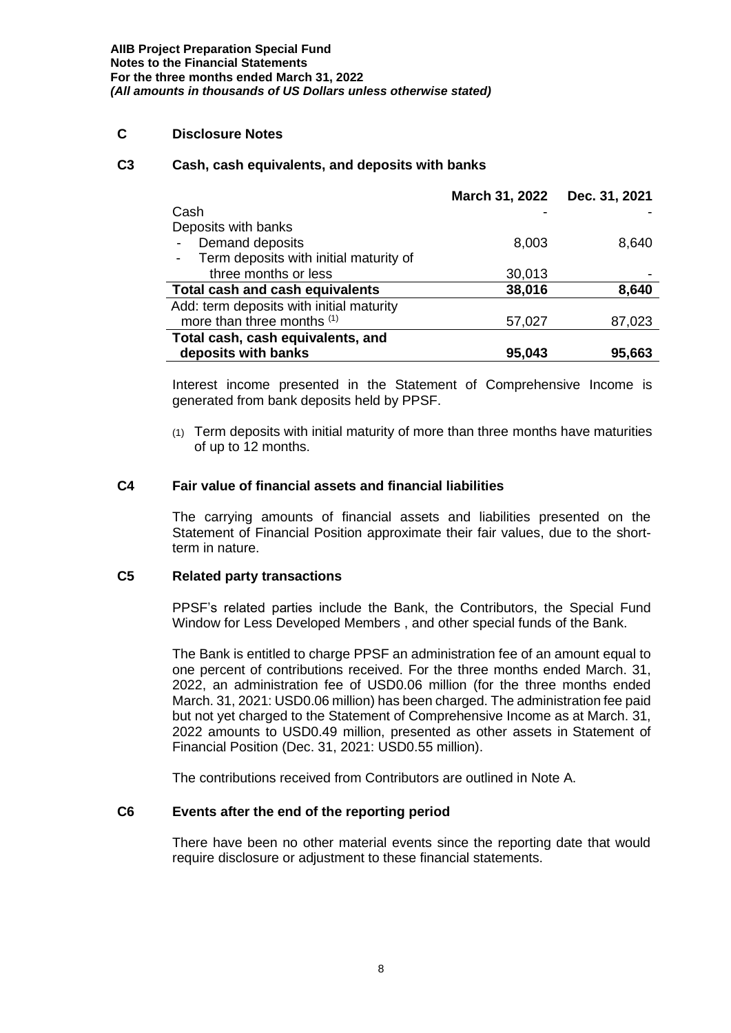## C Disclosure Notes

### C3 Cash, cash equivalents, and deposits with banks

| | March 31, 2022 | Dec. 31, 2021 |
|---|---|---|
| Cash | - | - |
| Deposits with banks | | |
| - Demand deposits | 8,003 | 8,640 |
| - Term deposits with initial maturity of three months or less | 30,013 | - |
| **Total cash and cash equivalents** | **38,016** | **8,640** |
| Add: term deposits with initial maturity more than three months [(1)] | 57,027 | 87,023 |
| **Total cash, cash equivalents, and deposits with banks** | **95,043** | **95,663** |

Interest income presented in the Statement of Comprehensive Income is generated from bank deposits held by PPSF.

(1) Term deposits with initial maturity of more than three months have maturities of up to 12 months.

### C4 Fair value of financial assets and financial liabilities

The carrying amounts of financial assets and liabilities presented on the Statement of Financial Position approximate their fair values, due to the short-term in nature.

### C5 Related party transactions

PPSF's related parties include the Bank, the Contributors, the Special Fund Window for Less Developed Members , and other special funds of the Bank.

The Bank is entitled to charge PPSF an administration fee of an amount equal to one percent of contributions received. For the three months ended March. 31, 2022, an administration fee of USD0.06 million (for the three months ended March. 31, 2021: USD0.06 million) has been charged. The administration fee paid but not yet charged to the Statement of Comprehensive Income as at March. 31, 2022 amounts to USD0.49 million, presented as other assets in Statement of Financial Position (Dec. 31, 2021: USD0.55 million).

The contributions received from Contributors are outlined in Note A.

### C6 Events after the end of the reporting period

There have been no other material events since the reporting date that would require disclosure or adjustment to these financial statements.